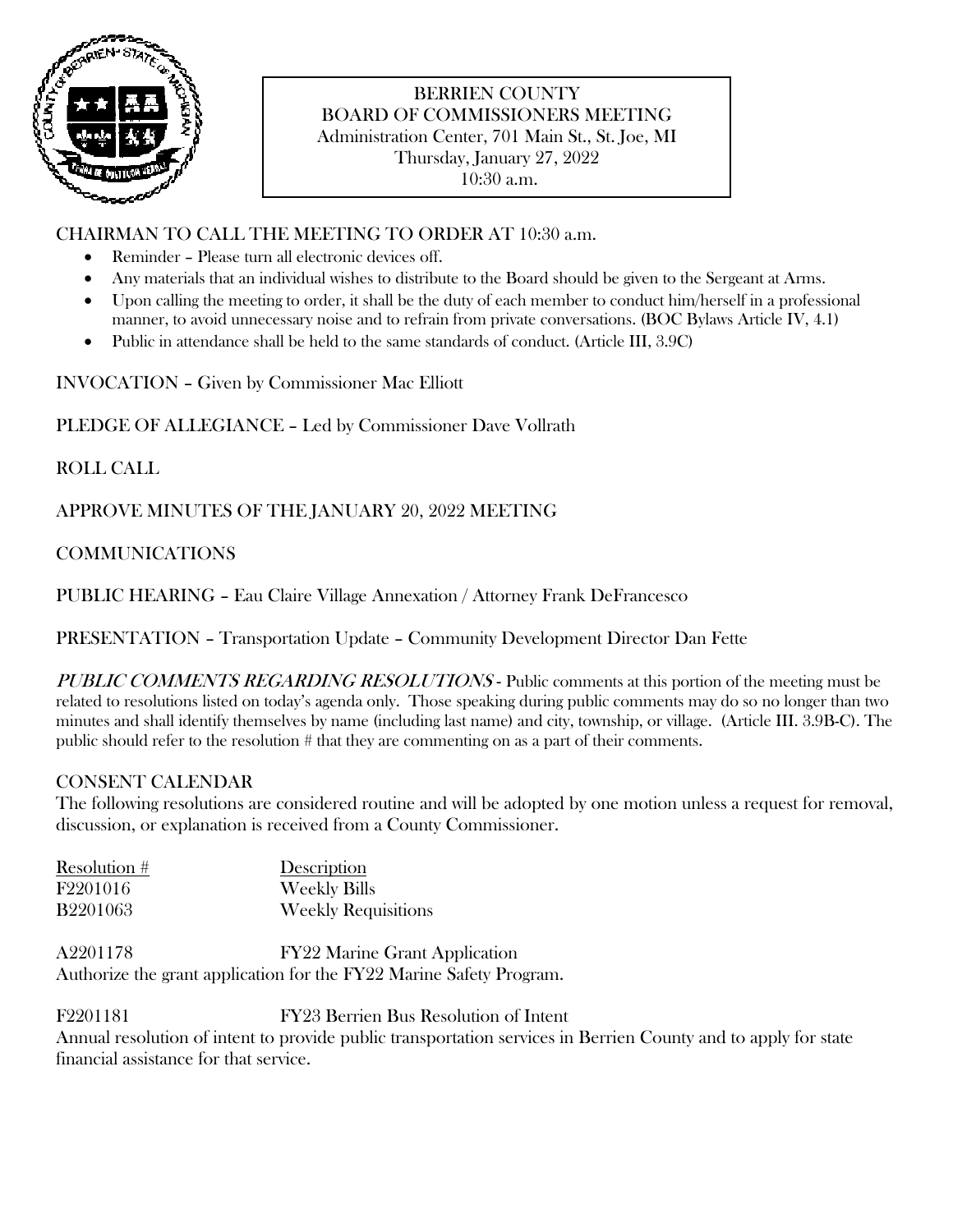# BERRIEN COUNTY
## BOARD OF COMMISSIONERS MEETING

Administration Center, 701 Main St., St. Joe, MI
Thursday, January 27, 2022
10:30 a.m.

CHAIRMAN TO CALL THE MEETING TO ORDER AT 10:30 a.m.

- Reminder – Please turn all electronic devices off.
- Any materials that an individual wishes to distribute to the Board should be given to the Sergeant at Arms.
- Upon calling the meeting to order, it shall be the duty of each member to conduct him/herself in a professional manner, to avoid unnecessary noise and to refrain from private conversations. (BOC Bylaws Article IV, 4.1)
- Public in attendance shall be held to the same standards of conduct. (Article III, 3.9C)

INVOCATION – Given by Commissioner Mac Elliott

PLEDGE OF ALLEGIANCE – Led by Commissioner Dave Vollrath

ROLL CALL

APPROVE MINUTES OF THE JANUARY 20, 2022 MEETING

COMMUNICATIONS

PUBLIC HEARING – Eau Claire Village Annexation / Attorney Frank DeFrancesco

PRESENTATION – Transportation Update – Community Development Director Dan Fette

*PUBLIC COMMENTS REGARDING RESOLUTIONS* - Public comments at this portion of the meeting must be related to resolutions listed on today's agenda only. Those speaking during public comments may do so no longer than two minutes and shall identify themselves by name (including last name) and city, township, or village. (Article III. 3.9B-C). The public should refer to the resolution # that they are commenting on as a part of their comments.

CONSENT CALENDAR

The following resolutions are considered routine and will be adopted by one motion unless a request for removal, discussion, or explanation is received from a County Commissioner.

| Resolution # | Description |
| --- | --- |
| F2201016 | Weekly Bills |
| B2201063 | Weekly Requisitions |

A2201178 FY22 Marine Grant Application
Authorize the grant application for the FY22 Marine Safety Program.

F2201181 FY23 Berrien Bus Resolution of Intent
Annual resolution of intent to provide public transportation services in Berrien County and to apply for state financial assistance for that service.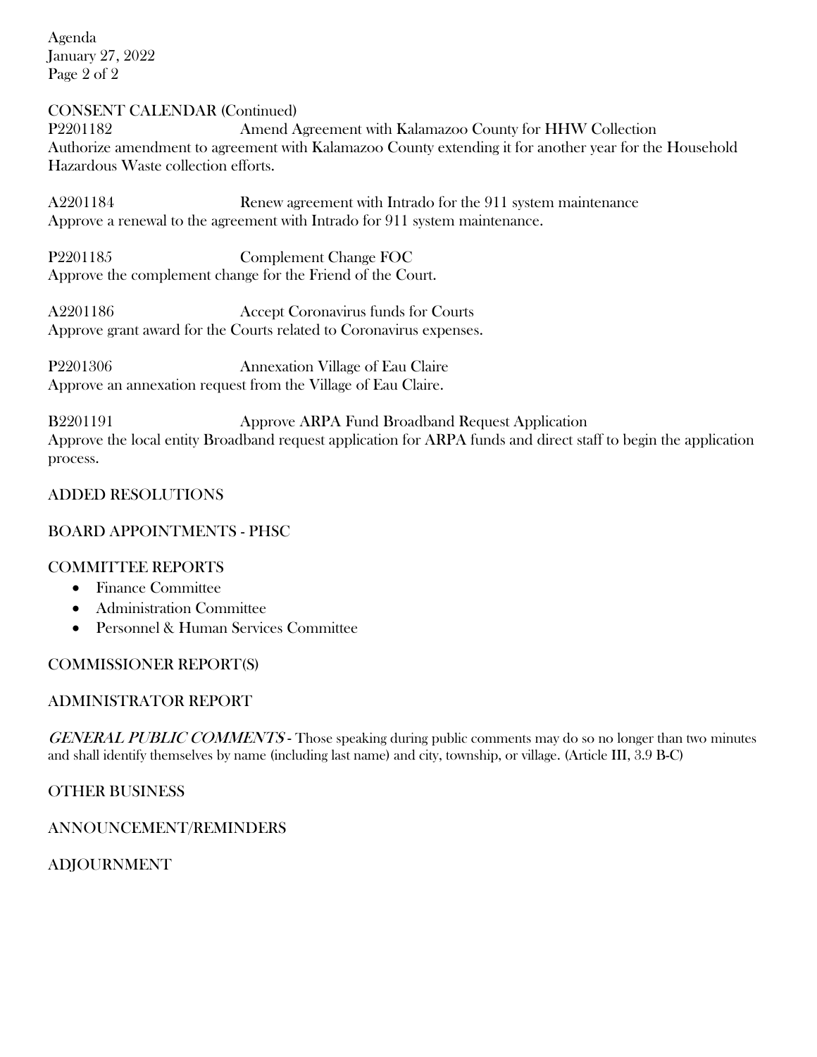## CONSENT CALENDAR (Continued)

P2201182 Amend Agreement with Kalamazoo County for HHW Collection
Authorize amendment to agreement with Kalamazoo County extending it for another year for the Household Hazardous Waste collection efforts.

A2201184 Renew agreement with Intrado for the 911 system maintenance
Approve a renewal to the agreement with Intrado for 911 system maintenance.

P2201185 Complement Change FOC
Approve the complement change for the Friend of the Court.

A2201186 Accept Coronavirus funds for Courts
Approve grant award for the Courts related to Coronavirus expenses.

P2201306 Annexation Village of Eau Claire
Approve an annexation request from the Village of Eau Claire.

B2201191 Approve ARPA Fund Broadband Request Application
Approve the local entity Broadband request application for ARPA funds and direct staff to begin the application process.

## ADDED RESOLUTIONS

## BOARD APPOINTMENTS - PHSC

## COMMITTEE REPORTS

- Finance Committee
- Administration Committee
- Personnel & Human Services Committee

## COMMISSIONER REPORT(S)

## ADMINISTRATOR REPORT

*GENERAL PUBLIC COMMENTS* - Those speaking during public comments may do so no longer than two minutes and shall identify themselves by name (including last name) and city, township, or village. (Article III, 3.9 B-C)

## OTHER BUSINESS

## ANNOUNCEMENT/REMINDERS

## ADJOURNMENT